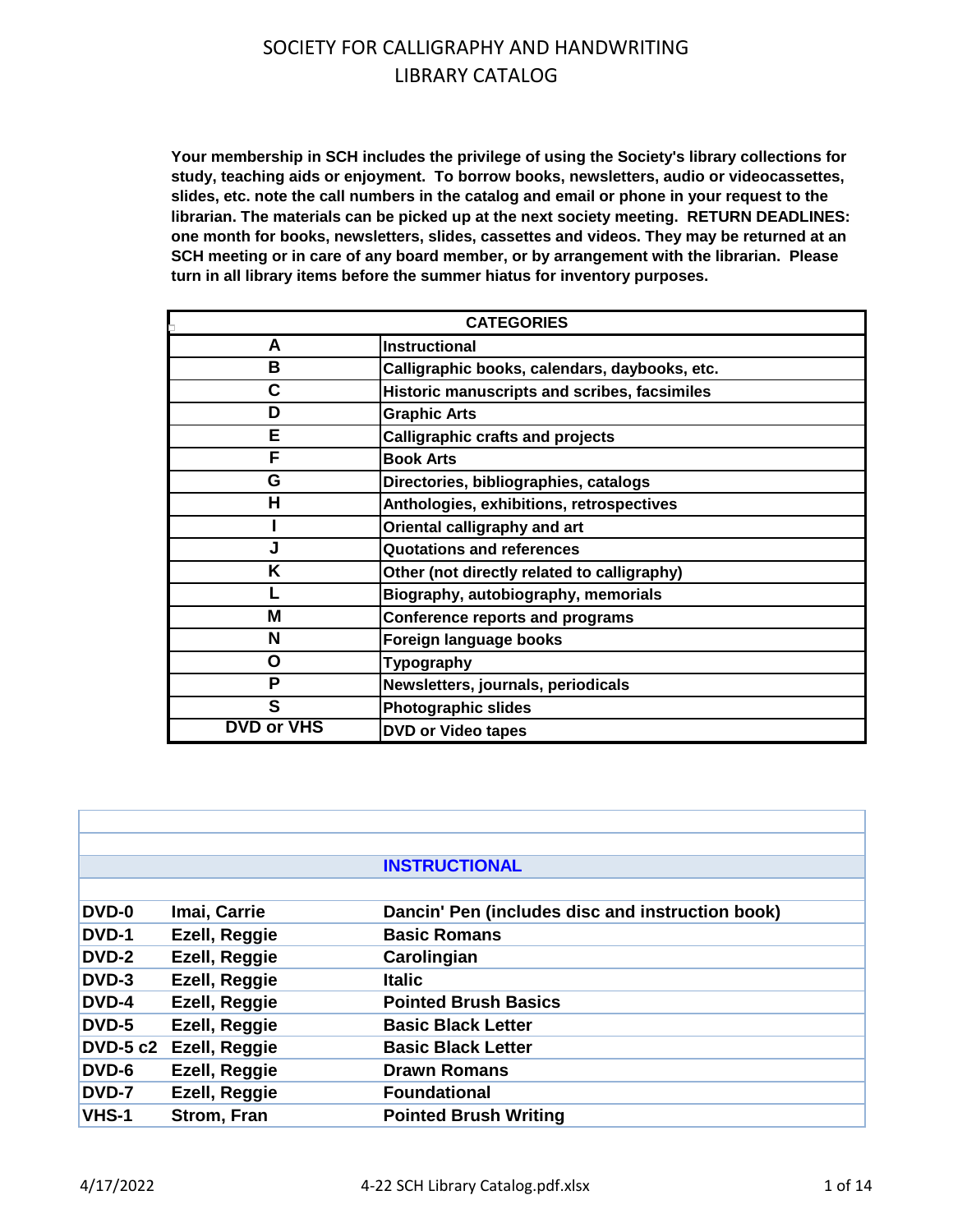# SOCIETY FOR CALLIGRAPHY AND HANDWRITING
# LIBRARY CATALOG

**Your membership in SCH includes the privilege of using the Society's library collections for study, teaching aids or enjoyment. To borrow books, newsletters, audio or videocassettes, slides, etc. note the call numbers in the catalog and email or phone in your request to the librarian. The materials can be picked up at the next society meeting. RETURN DEADLINES: one month for books, newsletters, slides, cassettes and videos. They may be returned at an SCH meeting or in care of any board member, or by arrangement with the librarian. Please turn in all library items before the summer hiatus for inventory purposes.**

| CATEGORIES | |
|---|---|
| A | Instructional |
| B | Calligraphic books, calendars, daybooks, etc. |
| C | Historic manuscripts and scribes, facsimiles |
| D | Graphic Arts |
| E | Calligraphic crafts and projects |
| F | Book Arts |
| G | Directories, bibliographies, catalogs |
| H | Anthologies, exhibitions, retrospectives |
| I | Oriental calligraphy and art |
| J | Quotations and references |
| K | Other (not directly related to calligraphy) |
| L | Biography, autobiography, memorials |
| M | Conference reports and programs |
| N | Foreign language books |
| O | Typography |
| P | Newsletters, journals, periodicals |
| S | Photographic slides |
| DVD or VHS | DVD or Video tapes |

## INSTRUCTIONAL

| | | |
|---|---|---|
| DVD-0 | Imai, Carrie | Dancin' Pen (includes disc and instruction book) |
| DVD-1 | Ezell, Reggie | Basic Romans |
| DVD-2 | Ezell, Reggie | Carolingian |
| DVD-3 | Ezell, Reggie | Italic |
| DVD-4 | Ezell, Reggie | Pointed Brush Basics |
| DVD-5 | Ezell, Reggie | Basic Black Letter |
| DVD-5 c2 | Ezell, Reggie | Basic Black Letter |
| DVD-6 | Ezell, Reggie | Drawn Romans |
| DVD-7 | Ezell, Reggie | Foundational |
| VHS-1 | Strom, Fran | Pointed Brush Writing |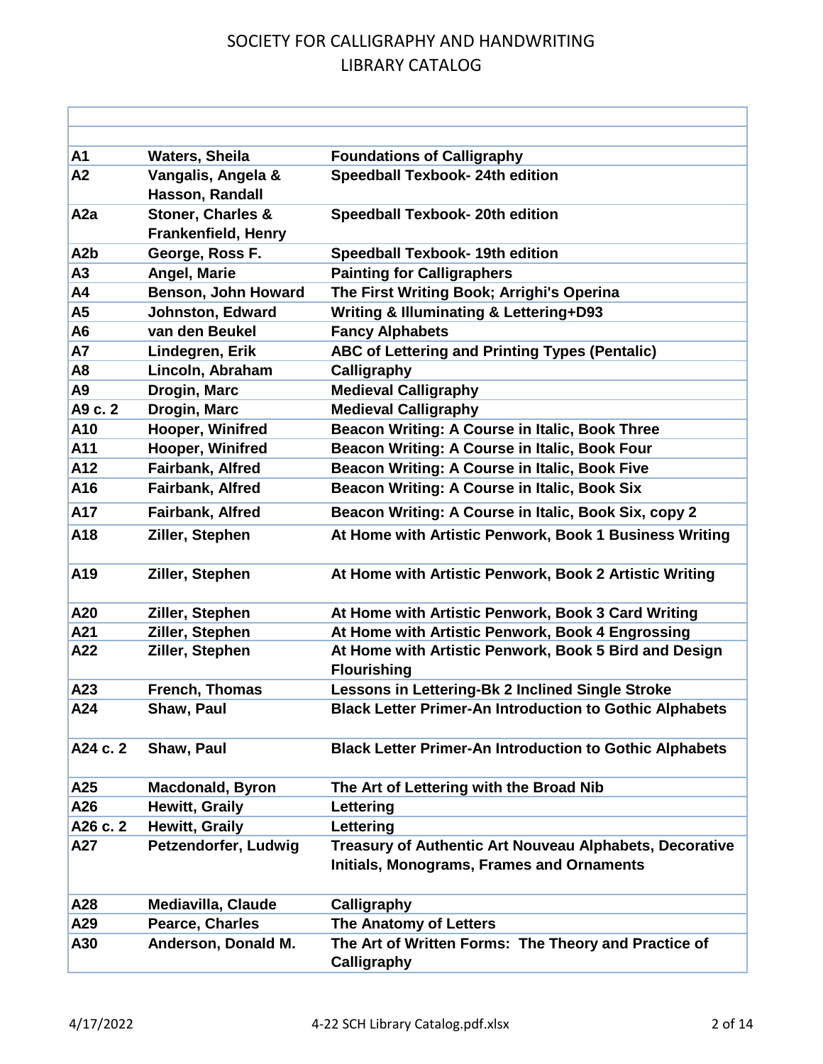# SOCIETY FOR CALLIGRAPHY AND HANDWRITING
# LIBRARY CATALOG

| | | |
|---|---|---|
| | | |
| **A1** | **Waters, Sheila** | **Foundations of Calligraphy** |
| **A2** | **Vangalis, Angela & Hasson, Randall** | **Speedball Texbook- 24th edition** |
| **A2a** | **Stoner, Charles & Frankenfield, Henry** | **Speedball Texbook- 20th edition** |
| **A2b** | **George, Ross F.** | **Speedball Texbook- 19th edition** |
| **A3** | **Angel, Marie** | **Painting for Calligraphers** |
| **A4** | **Benson, John Howard** | **The First Writing Book; Arrighi's Operina** |
| **A5** | **Johnston, Edward** | **Writing & Illuminating & Lettering+D93** |
| **A6** | **van den Beukel** | **Fancy Alphabets** |
| **A7** | **Lindegren, Erik** | **ABC of Lettering and Printing Types (Pentalic)** |
| **A8** | **Lincoln, Abraham** | **Calligraphy** |
| **A9** | **Drogin, Marc** | **Medieval Calligraphy** |
| **A9 c. 2** | **Drogin, Marc** | **Medieval Calligraphy** |
| **A10** | **Hooper, Winifred** | **Beacon Writing: A Course in Italic, Book Three** |
| **A11** | **Hooper, Winifred** | **Beacon Writing: A Course in Italic, Book Four** |
| **A12** | **Fairbank, Alfred** | **Beacon Writing: A Course in Italic, Book Five** |
| **A16** | **Fairbank, Alfred** | **Beacon Writing: A Course in Italic, Book Six** |
| **A17** | **Fairbank, Alfred** | **Beacon Writing: A Course in Italic, Book Six, copy 2** |
| **A18** | **Ziller, Stephen** | **At Home with Artistic Penwork, Book 1 Business Writing** |
| **A19** | **Ziller, Stephen** | **At Home with Artistic Penwork, Book 2 Artistic Writing** |
| **A20** | **Ziller, Stephen** | **At Home with Artistic Penwork, Book 3 Card Writing** |
| **A21** | **Ziller, Stephen** | **At Home with Artistic Penwork, Book 4 Engrossing** |
| **A22** | **Ziller, Stephen** | **At Home with Artistic Penwork, Book 5 Bird and Design Flourishing** |
| **A23** | **French, Thomas** | **Lessons in Lettering-Bk 2 Inclined Single Stroke** |
| **A24** | **Shaw, Paul** | **Black Letter Primer-An Introduction to Gothic Alphabets** |
| **A24 c. 2** | **Shaw, Paul** | **Black Letter Primer-An Introduction to Gothic Alphabets** |
| **A25** | **Macdonald, Byron** | **The Art of Lettering with the Broad Nib** |
| **A26** | **Hewitt, Graily** | **Lettering** |
| **A26 c. 2** | **Hewitt, Graily** | **Lettering** |
| **A27** | **Petzendorfer, Ludwig** | **Treasury of Authentic Art Nouveau Alphabets, Decorative Initials, Monograms, Frames and Ornaments** |
| **A28** | **Mediavilla, Claude** | **Calligraphy** |
| **A29** | **Pearce, Charles** | **The Anatomy of Letters** |
| **A30** | **Anderson, Donald M.** | **The Art of Written Forms: The Theory and Practice of Calligraphy** |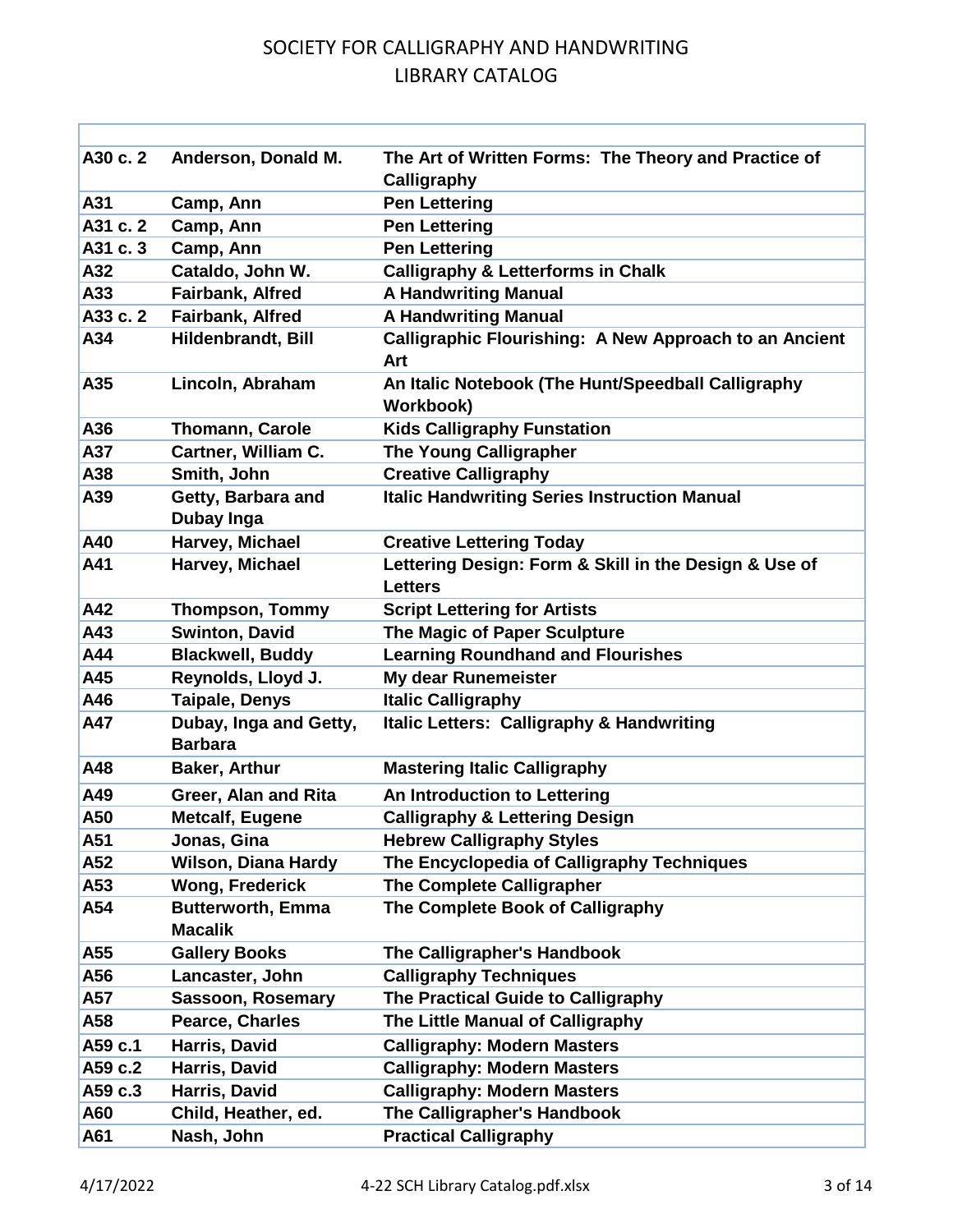| | | |
|---|---|---|
| A30 c. 2 | Anderson, Donald M. | The Art of Written Forms: The Theory and Practice of Calligraphy |
| A31 | Camp, Ann | Pen Lettering |
| A31 c. 2 | Camp, Ann | Pen Lettering |
| A31 c. 3 | Camp, Ann | Pen Lettering |
| A32 | Cataldo, John W. | Calligraphy & Letterforms in Chalk |
| A33 | Fairbank, Alfred | A Handwriting Manual |
| A33 c. 2 | Fairbank, Alfred | A Handwriting Manual |
| A34 | Hildenbrandt, Bill | Calligraphic Flourishing: A New Approach to an Ancient Art |
| A35 | Lincoln, Abraham | An Italic Notebook (The Hunt/Speedball Calligraphy Workbook) |
| A36 | Thomann, Carole | Kids Calligraphy Funstation |
| A37 | Cartner, William C. | The Young Calligrapher |
| A38 | Smith, John | Creative Calligraphy |
| A39 | Getty, Barbara and Dubay Inga | Italic Handwriting Series Instruction Manual |
| A40 | Harvey, Michael | Creative Lettering Today |
| A41 | Harvey, Michael | Lettering Design: Form & Skill in the Design & Use of Letters |
| A42 | Thompson, Tommy | Script Lettering for Artists |
| A43 | Swinton, David | The Magic of Paper Sculpture |
| A44 | Blackwell, Buddy | Learning Roundhand and Flourishes |
| A45 | Reynolds, Lloyd J. | My dear Runemeister |
| A46 | Taipale, Denys | Italic Calligraphy |
| A47 | Dubay, Inga and Getty, Barbara | Italic Letters: Calligraphy & Handwriting |
| A48 | Baker, Arthur | Mastering Italic Calligraphy |
| A49 | Greer, Alan and Rita | An Introduction to Lettering |
| A50 | Metcalf, Eugene | Calligraphy & Lettering Design |
| A51 | Jonas, Gina | Hebrew Calligraphy Styles |
| A52 | Wilson, Diana Hardy | The Encyclopedia of Calligraphy Techniques |
| A53 | Wong, Frederick | The Complete Calligrapher |
| A54 | Butterworth, Emma Macalik | The Complete Book of Calligraphy |
| A55 | Gallery Books | The Calligrapher's Handbook |
| A56 | Lancaster, John | Calligraphy Techniques |
| A57 | Sassoon, Rosemary | The Practical Guide to Calligraphy |
| A58 | Pearce, Charles | The Little Manual of Calligraphy |
| A59 c.1 | Harris, David | Calligraphy: Modern Masters |
| A59 c.2 | Harris, David | Calligraphy: Modern Masters |
| A59 c.3 | Harris, David | Calligraphy: Modern Masters |
| A60 | Child, Heather, ed. | The Calligrapher's Handbook |
| A61 | Nash, John | Practical Calligraphy |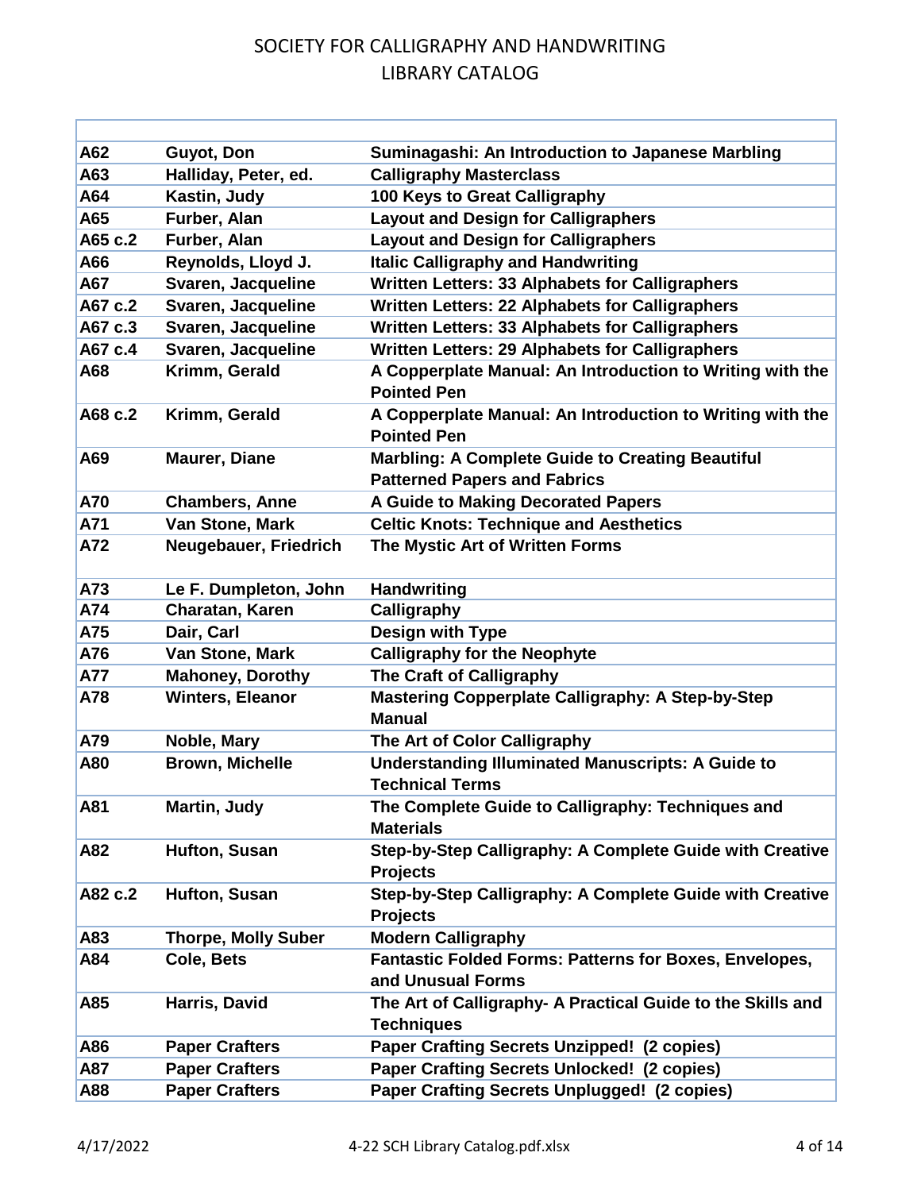| | | |
|---|---|---|
| A62 | Guyot, Don | Suminagashi: An Introduction to Japanese Marbling |
| A63 | Halliday, Peter, ed. | Calligraphy Masterclass |
| A64 | Kastin, Judy | 100 Keys to Great Calligraphy |
| A65 | Furber, Alan | Layout and Design for Calligraphers |
| A65 c.2 | Furber, Alan | Layout and Design for Calligraphers |
| A66 | Reynolds, Lloyd J. | Italic Calligraphy and Handwriting |
| A67 | Svaren, Jacqueline | Written Letters: 33 Alphabets for Calligraphers |
| A67 c.2 | Svaren, Jacqueline | Written Letters: 22 Alphabets for Calligraphers |
| A67 c.3 | Svaren, Jacqueline | Written Letters: 33 Alphabets for Calligraphers |
| A67 c.4 | Svaren, Jacqueline | Written Letters: 29 Alphabets for Calligraphers |
| A68 | Krimm, Gerald | A Copperplate Manual: An Introduction to Writing with the Pointed Pen |
| A68 c.2 | Krimm, Gerald | A Copperplate Manual: An Introduction to Writing with the Pointed Pen |
| A69 | Maurer, Diane | Marbling: A Complete Guide to Creating Beautiful Patterned Papers and Fabrics |
| A70 | Chambers, Anne | A Guide to Making Decorated Papers |
| A71 | Van Stone, Mark | Celtic Knots: Technique and Aesthetics |
| A72 | Neugebauer, Friedrich | The Mystic Art of Written Forms |
| A73 | Le F. Dumpleton, John | Handwriting |
| A74 | Charatan, Karen | Calligraphy |
| A75 | Dair, Carl | Design with Type |
| A76 | Van Stone, Mark | Calligraphy for the Neophyte |
| A77 | Mahoney, Dorothy | The Craft of Calligraphy |
| A78 | Winters, Eleanor | Mastering Copperplate Calligraphy: A Step-by-Step Manual |
| A79 | Noble, Mary | The Art of Color Calligraphy |
| A80 | Brown, Michelle | Understanding Illuminated Manuscripts: A Guide to Technical Terms |
| A81 | Martin, Judy | The Complete Guide to Calligraphy: Techniques and Materials |
| A82 | Hufton, Susan | Step-by-Step Calligraphy: A Complete Guide with Creative Projects |
| A82 c.2 | Hufton, Susan | Step-by-Step Calligraphy: A Complete Guide with Creative Projects |
| A83 | Thorpe, Molly Suber | Modern Calligraphy |
| A84 | Cole, Bets | Fantastic Folded Forms: Patterns for Boxes, Envelopes, and Unusual Forms |
| A85 | Harris, David | The Art of Calligraphy- A Practical Guide to the Skills and Techniques |
| A86 | Paper Crafters | Paper Crafting Secrets Unzipped! (2 copies) |
| A87 | Paper Crafters | Paper Crafting Secrets Unlocked! (2 copies) |
| A88 | Paper Crafters | Paper Crafting Secrets Unplugged! (2 copies) |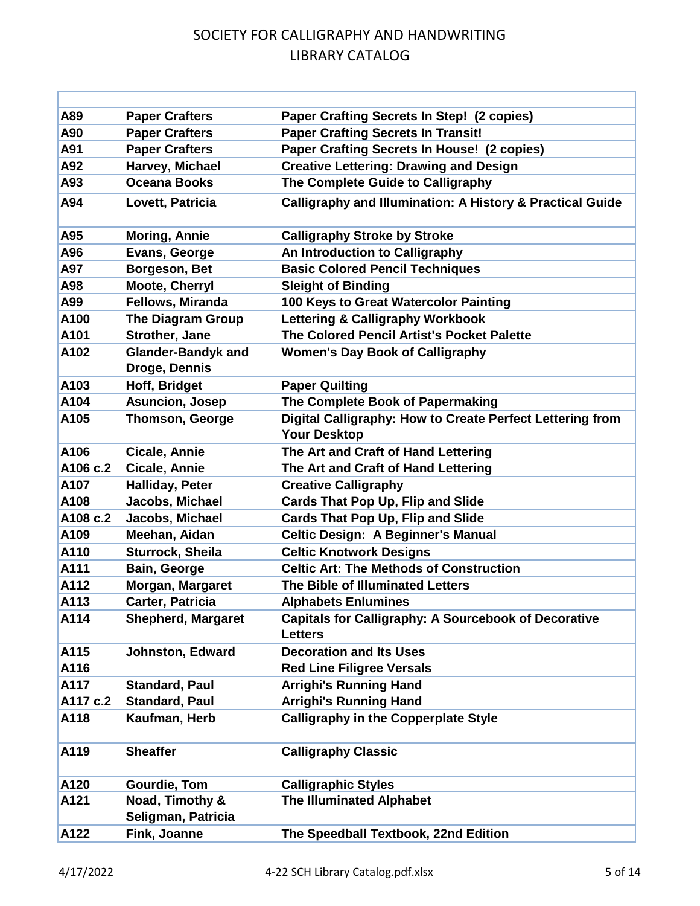SOCIETY FOR CALLIGRAPHY AND HANDWRITING
LIBRARY CATALOG

| | | |
|---|---|---|
| A89 | Paper Crafters | Paper Crafting Secrets In Step! (2 copies) |
| A90 | Paper Crafters | Paper Crafting Secrets In Transit! |
| A91 | Paper Crafters | Paper Crafting Secrets In House! (2 copies) |
| A92 | Harvey, Michael | Creative Lettering: Drawing and Design |
| A93 | Oceana Books | The Complete Guide to Calligraphy |
| A94 | Lovett, Patricia | Calligraphy and Illumination: A History & Practical Guide |
| A95 | Moring, Annie | Calligraphy Stroke by Stroke |
| A96 | Evans, George | An Introduction to Calligraphy |
| A97 | Borgeson, Bet | Basic Colored Pencil Techniques |
| A98 | Moote, Cherryl | Sleight of Binding |
| A99 | Fellows, Miranda | 100 Keys to Great Watercolor Painting |
| A100 | The Diagram Group | Lettering & Calligraphy Workbook |
| A101 | Strother, Jane | The Colored Pencil Artist's Pocket Palette |
| A102 | Glander-Bandyk and Droge, Dennis | Women's Day Book of Calligraphy |
| A103 | Hoff, Bridget | Paper Quilting |
| A104 | Asuncion, Josep | The Complete Book of Papermaking |
| A105 | Thomson, George | Digital Calligraphy: How to Create Perfect Lettering from Your Desktop |
| A106 | Cicale, Annie | The Art and Craft of Hand Lettering |
| A106 c.2 | Cicale, Annie | The Art and Craft of Hand Lettering |
| A107 | Halliday, Peter | Creative Calligraphy |
| A108 | Jacobs, Michael | Cards That Pop Up, Flip and Slide |
| A108 c.2 | Jacobs, Michael | Cards That Pop Up, Flip and Slide |
| A109 | Meehan, Aidan | Celtic Design: A Beginner's Manual |
| A110 | Sturrock, Sheila | Celtic Knotwork Designs |
| A111 | Bain, George | Celtic Art: The Methods of Construction |
| A112 | Morgan, Margaret | The Bible of Illuminated Letters |
| A113 | Carter, Patricia | Alphabets Enlumines |
| A114 | Shepherd, Margaret | Capitals for Calligraphy: A Sourcebook of Decorative Letters |
| A115 | Johnston, Edward | Decoration and Its Uses |
| A116 | | Red Line Filigree Versals |
| A117 | Standard, Paul | Arrighi's Running Hand |
| A117 c.2 | Standard, Paul | Arrighi's Running Hand |
| A118 | Kaufman, Herb | Calligraphy in the Copperplate Style |
| A119 | Sheaffer | Calligraphy Classic |
| A120 | Gourdie, Tom | Calligraphic Styles |
| A121 | Noad, Timothy & Seligman, Patricia | The Illuminated Alphabet |
| A122 | Fink, Joanne | The Speedball Textbook, 22nd Edition |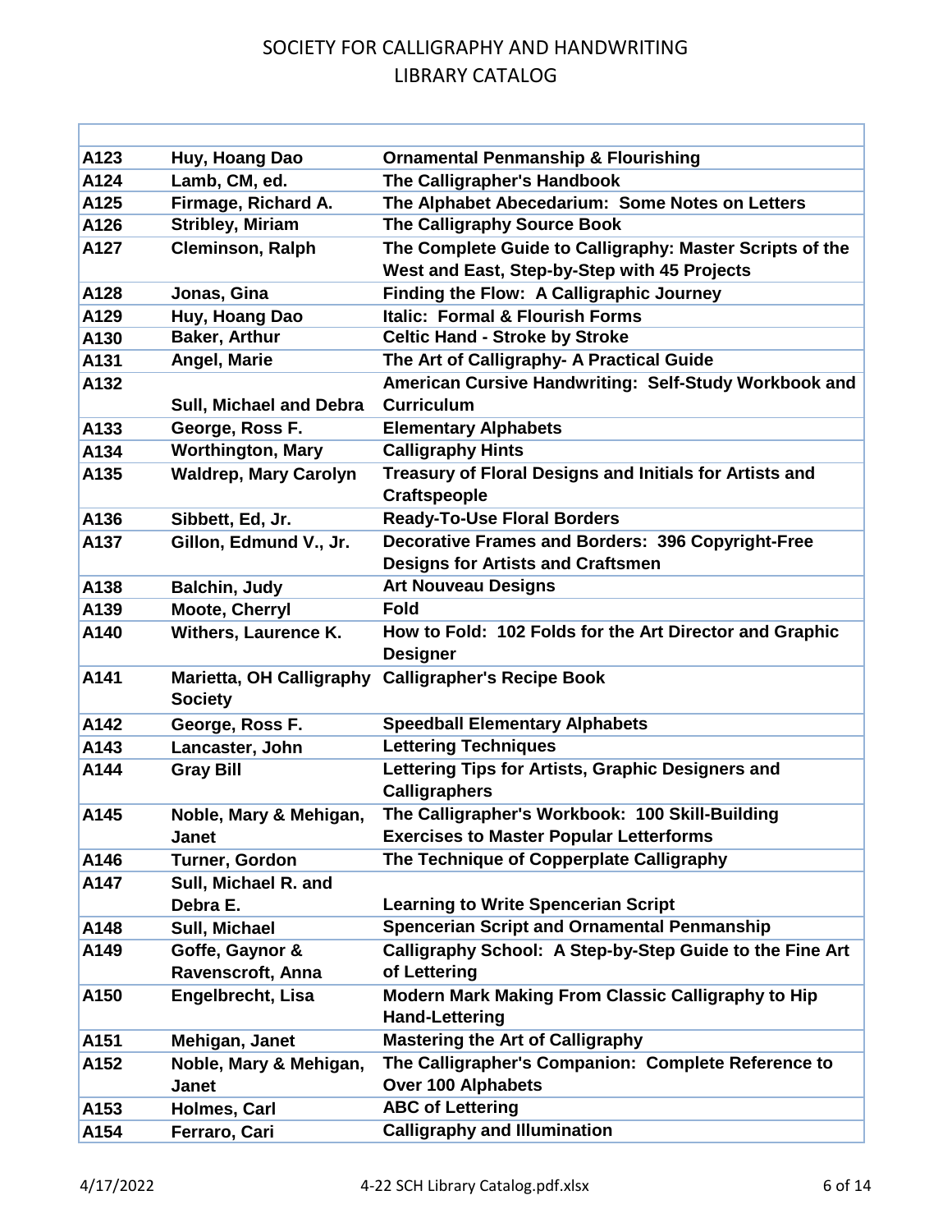# SOCIETY FOR CALLIGRAPHY AND HANDWRITING
# LIBRARY CATALOG

| | | |
|---|---|---|
| A123 | Huy, Hoang Dao | Ornamental Penmanship & Flourishing |
| A124 | Lamb, CM, ed. | The Calligrapher's Handbook |
| A125 | Firmage, Richard A. | The Alphabet Abecedarium: Some Notes on Letters |
| A126 | Stribley, Miriam | The Calligraphy Source Book |
| A127 | Cleminson, Ralph | The Complete Guide to Calligraphy: Master Scripts of the West and East, Step-by-Step with 45 Projects |
| A128 | Jonas, Gina | Finding the Flow: A Calligraphic Journey |
| A129 | Huy, Hoang Dao | Italic: Formal & Flourish Forms |
| A130 | Baker, Arthur | Celtic Hand - Stroke by Stroke |
| A131 | Angel, Marie | The Art of Calligraphy- A Practical Guide |
| A132 | Sull, Michael and Debra | American Cursive Handwriting: Self-Study Workbook and Curriculum |
| A133 | George, Ross F. | Elementary Alphabets |
| A134 | Worthington, Mary | Calligraphy Hints |
| A135 | Waldrep, Mary Carolyn | Treasury of Floral Designs and Initials for Artists and Craftspeople |
| A136 | Sibbett, Ed, Jr. | Ready-To-Use Floral Borders |
| A137 | Gillon, Edmund V., Jr. | Decorative Frames and Borders: 396 Copyright-Free Designs for Artists and Craftsmen |
| A138 | Balchin, Judy | Art Nouveau Designs |
| A139 | Moote, Cherryl | Fold |
| A140 | Withers, Laurence K. | How to Fold: 102 Folds for the Art Director and Graphic Designer |
| A141 | Marietta, OH Calligraphy Society | Calligrapher's Recipe Book |
| A142 | George, Ross F. | Speedball Elementary Alphabets |
| A143 | Lancaster, John | Lettering Techniques |
| A144 | Gray Bill | Lettering Tips for Artists, Graphic Designers and Calligraphers |
| A145 | Noble, Mary & Mehigan, Janet | The Calligrapher's Workbook: 100 Skill-Building Exercises to Master Popular Letterforms |
| A146 | Turner, Gordon | The Technique of Copperplate Calligraphy |
| A147 | Sull, Michael R. and Debra E. | Learning to Write Spencerian Script |
| A148 | Sull, Michael | Spencerian Script and Ornamental Penmanship |
| A149 | Goffe, Gaynor & Ravenscroft, Anna | Calligraphy School: A Step-by-Step Guide to the Fine Art of Lettering |
| A150 | Engelbrecht, Lisa | Modern Mark Making From Classic Calligraphy to Hip Hand-Lettering |
| A151 | Mehigan, Janet | Mastering the Art of Calligraphy |
| A152 | Noble, Mary & Mehigan, Janet | The Calligrapher's Companion: Complete Reference to Over 100 Alphabets |
| A153 | Holmes, Carl | ABC of Lettering |
| A154 | Ferraro, Cari | Calligraphy and Illumination |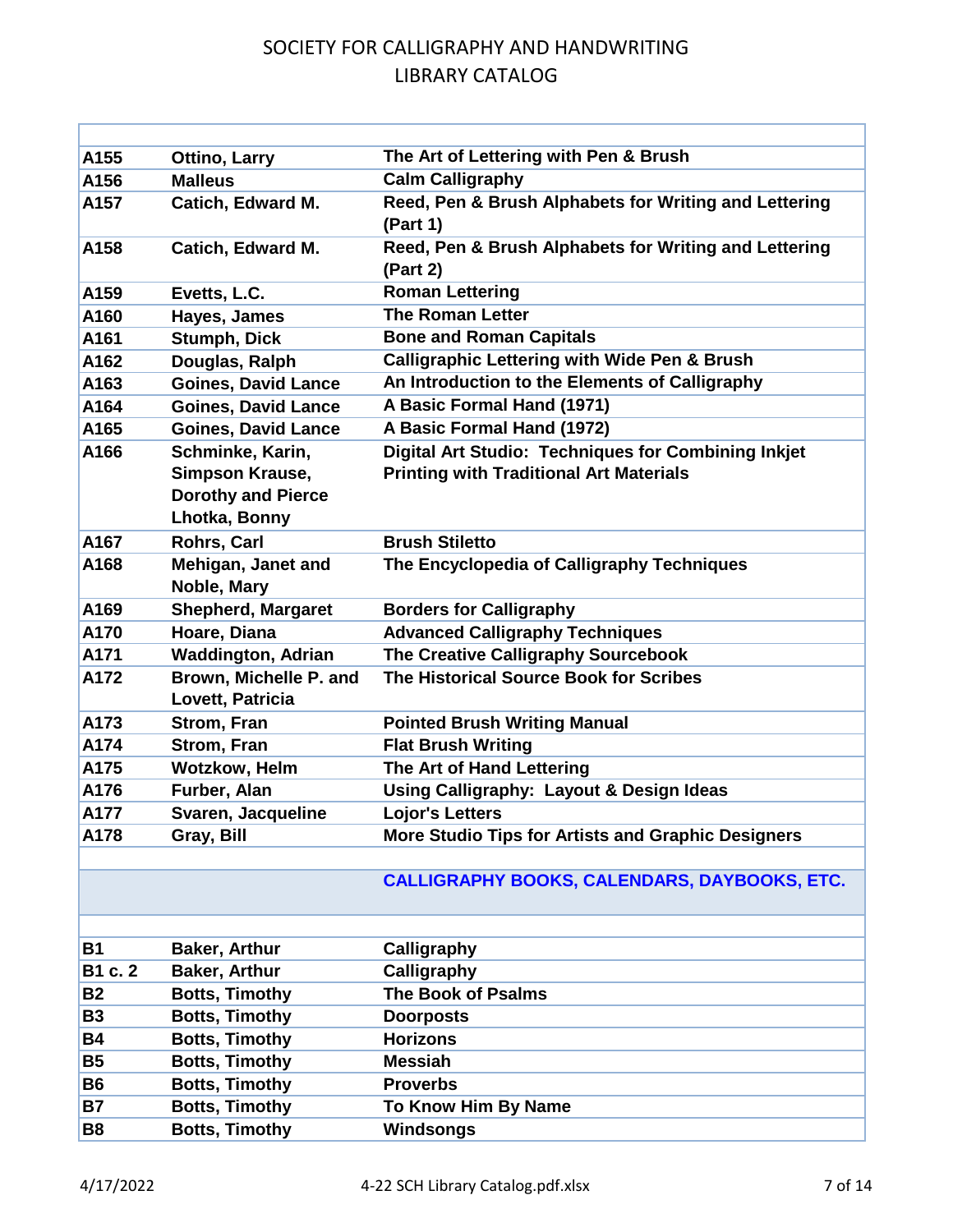# SOCIETY FOR CALLIGRAPHY AND HANDWRITING
## LIBRARY CATALOG

| | | |
|---|---|---|
| A155 | Ottino, Larry | The Art of Lettering with Pen & Brush |
| A156 | Malleus | Calm Calligraphy |
| A157 | Catich, Edward M. | Reed, Pen & Brush Alphabets for Writing and Lettering (Part 1) |
| A158 | Catich, Edward M. | Reed, Pen & Brush Alphabets for Writing and Lettering (Part 2) |
| A159 | Evetts, L.C. | Roman Lettering |
| A160 | Hayes, James | The Roman Letter |
| A161 | Stumph, Dick | Bone and Roman Capitals |
| A162 | Douglas, Ralph | Calligraphic Lettering with Wide Pen & Brush |
| A163 | Goines, David Lance | An Introduction to the Elements of Calligraphy |
| A164 | Goines, David Lance | A Basic Formal Hand (1971) |
| A165 | Goines, David Lance | A Basic Formal Hand (1972) |
| A166 | Schminke, Karin, Simpson Krause, Dorothy and Pierce Lhotka, Bonny | Digital Art Studio: Techniques for Combining Inkjet Printing with Traditional Art Materials |
| A167 | Rohrs, Carl | Brush Stiletto |
| A168 | Mehigan, Janet and Noble, Mary | The Encyclopedia of Calligraphy Techniques |
| A169 | Shepherd, Margaret | Borders for Calligraphy |
| A170 | Hoare, Diana | Advanced Calligraphy Techniques |
| A171 | Waddington, Adrian | The Creative Calligraphy Sourcebook |
| A172 | Brown, Michelle P. and Lovett, Patricia | The Historical Source Book for Scribes |
| A173 | Strom, Fran | Pointed Brush Writing Manual |
| A174 | Strom, Fran | Flat Brush Writing |
| A175 | Wotzkow, Helm | The Art of Hand Lettering |
| A176 | Furber, Alan | Using Calligraphy: Layout & Design Ideas |
| A177 | Svaren, Jacqueline | Lojor's Letters |
| A178 | Gray, Bill | More Studio Tips for Artists and Graphic Designers |
| | | |
| | | **CALLIGRAPHY BOOKS, CALENDARS, DAYBOOKS, ETC.** |
| | | |
| B1 | Baker, Arthur | Calligraphy |
| B1 c. 2 | Baker, Arthur | Calligraphy |
| B2 | Botts, Timothy | The Book of Psalms |
| B3 | Botts, Timothy | Doorposts |
| B4 | Botts, Timothy | Horizons |
| B5 | Botts, Timothy | Messiah |
| B6 | Botts, Timothy | Proverbs |
| B7 | Botts, Timothy | To Know Him By Name |
| B8 | Botts, Timothy | Windsongs |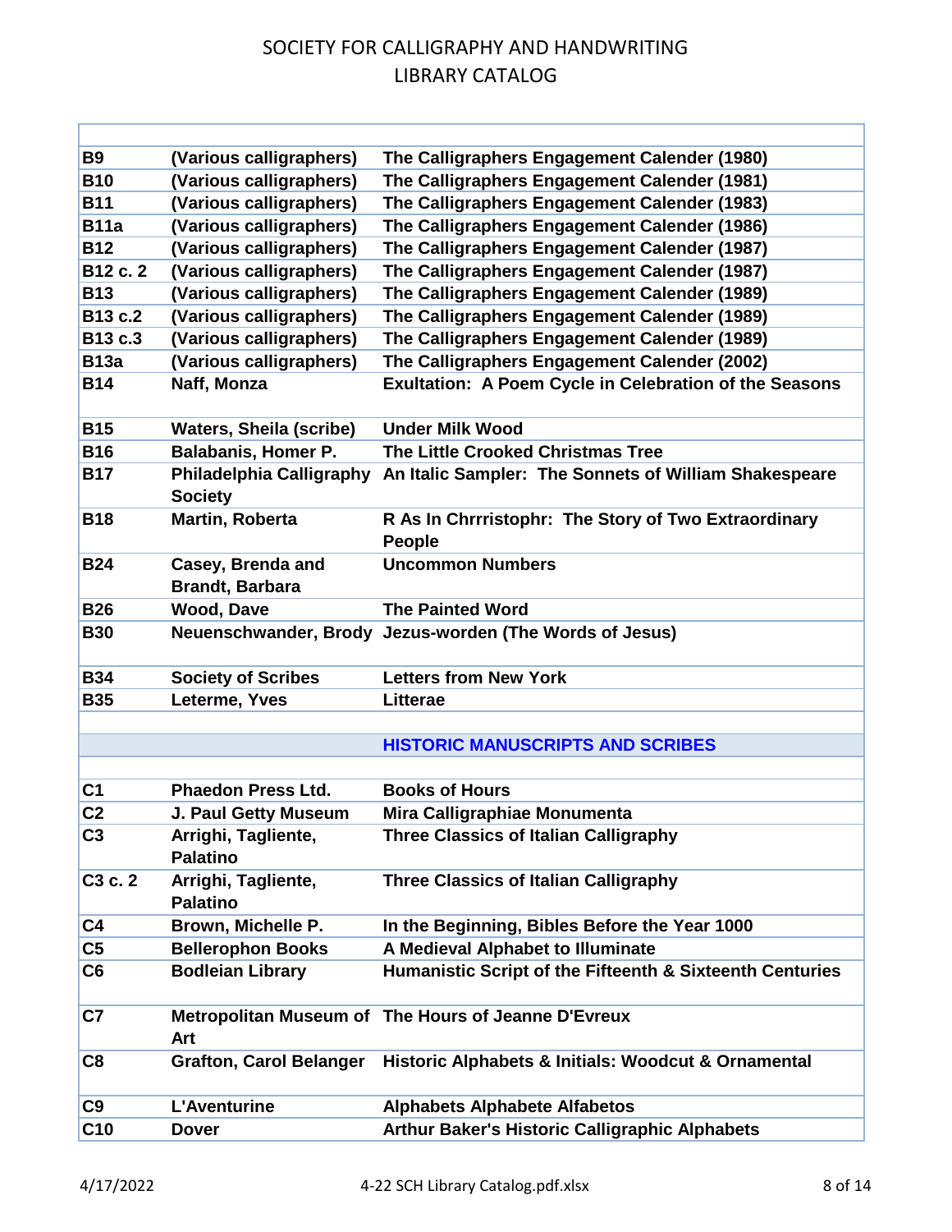# SOCIETY FOR CALLIGRAPHY AND HANDWRITING
# LIBRARY CATALOG

| | | |
|---|---|---|
| B9 | (Various calligraphers) | The Calligraphers Engagement Calender (1980) |
| B10 | (Various calligraphers) | The Calligraphers Engagement Calender (1981) |
| B11 | (Various calligraphers) | The Calligraphers Engagement Calender (1983) |
| B11a | (Various calligraphers) | The Calligraphers Engagement Calender (1986) |
| B12 | (Various calligraphers) | The Calligraphers Engagement Calender (1987) |
| B12 c. 2 | (Various calligraphers) | The Calligraphers Engagement Calender (1987) |
| B13 | (Various calligraphers) | The Calligraphers Engagement Calender (1989) |
| B13 c.2 | (Various calligraphers) | The Calligraphers Engagement Calender (1989) |
| B13 c.3 | (Various calligraphers) | The Calligraphers Engagement Calender (1989) |
| B13a | (Various calligraphers) | The Calligraphers Engagement Calender (2002) |
| B14 | Naff, Monza | Exultation: A Poem Cycle in Celebration of the Seasons |
| B15 | Waters, Sheila (scribe) | Under Milk Wood |
| B16 | Balabanis, Homer P. | The Little Crooked Christmas Tree |
| B17 | Philadelphia Calligraphy Society | An Italic Sampler: The Sonnets of William Shakespeare |
| B18 | Martin, Roberta | R As In Chrrristophr: The Story of Two Extraordinary People |
| B24 | Casey, Brenda and Brandt, Barbara | Uncommon Numbers |
| B26 | Wood, Dave | The Painted Word |
| B30 | Neuenschwander, Brody | Jezus-worden (The Words of Jesus) |
| B34 | Society of Scribes | Letters from New York |
| B35 | Leterme, Yves | Litterae |
| | | |
| | | **HISTORIC MANUSCRIPTS AND SCRIBES** |
| | | |
| C1 | Phaedon Press Ltd. | Books of Hours |
| C2 | J. Paul Getty Museum | Mira Calligraphiae Monumenta |
| C3 | Arrighi, Tagliente, Palatino | Three Classics of Italian Calligraphy |
| C3 c. 2 | Arrighi, Tagliente, Palatino | Three Classics of Italian Calligraphy |
| C4 | Brown, Michelle P. | In the Beginning, Bibles Before the Year 1000 |
| C5 | Bellerophon Books | A Medieval Alphabet to Illuminate |
| C6 | Bodleian Library | Humanistic Script of the Fifteenth & Sixteenth Centuries |
| C7 | Metropolitan Museum of Art | The Hours of Jeanne D'Evreux |
| C8 | Grafton, Carol Belanger | Historic Alphabets & Initials: Woodcut & Ornamental |
| C9 | L'Aventurine | Alphabets Alphabete Alfabetos |
| C10 | Dover | Arthur Baker's Historic Calligraphic Alphabets |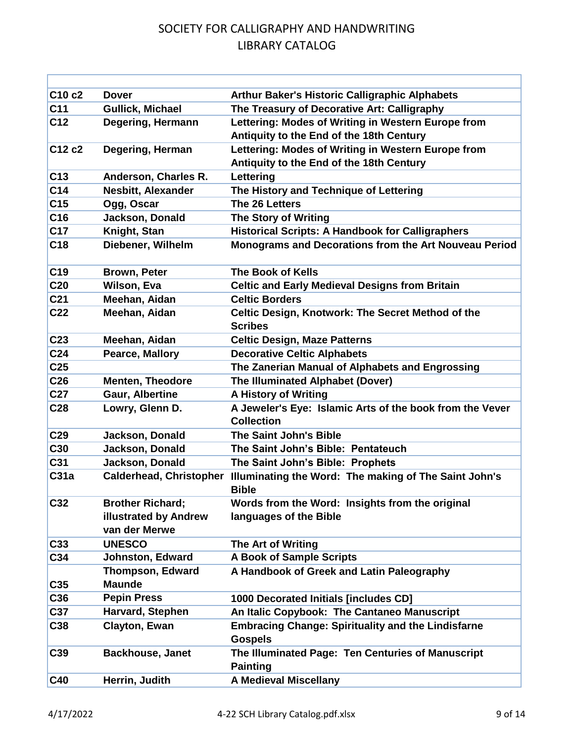# SOCIETY FOR CALLIGRAPHY AND HANDWRITING
# LIBRARY CATALOG

| | | |
|---|---|---|
| C10 c2 | Dover | Arthur Baker's Historic Calligraphic Alphabets |
| C11 | Gullick, Michael | The Treasury of Decorative Art: Calligraphy |
| C12 | Degering, Hermann | Lettering: Modes of Writing in Western Europe from Antiquity to the End of the 18th Century |
| C12 c2 | Degering, Herman | Lettering: Modes of Writing in Western Europe from Antiquity to the End of the 18th Century |
| C13 | Anderson, Charles R. | Lettering |
| C14 | Nesbitt, Alexander | The History and Technique of Lettering |
| C15 | Ogg, Oscar | The 26 Letters |
| C16 | Jackson, Donald | The Story of Writing |
| C17 | Knight, Stan | Historical Scripts: A Handbook for Calligraphers |
| C18 | Diebener, Wilhelm | Monograms and Decorations from the Art Nouveau Period |
| C19 | Brown, Peter | The Book of Kells |
| C20 | Wilson, Eva | Celtic and Early Medieval Designs from Britain |
| C21 | Meehan, Aidan | Celtic Borders |
| C22 | Meehan, Aidan | Celtic Design, Knotwork: The Secret Method of the Scribes |
| C23 | Meehan, Aidan | Celtic Design, Maze Patterns |
| C24 | Pearce, Mallory | Decorative Celtic Alphabets |
| C25 | | The Zanerian Manual of Alphabets and Engrossing |
| C26 | Menten, Theodore | The Illuminated Alphabet (Dover) |
| C27 | Gaur, Albertine | A History of Writing |
| C28 | Lowry, Glenn D. | A Jeweler's Eye: Islamic Arts of the book from the Vever Collection |
| C29 | Jackson, Donald | The Saint John's Bible |
| C30 | Jackson, Donald | The Saint John's Bible: Pentateuch |
| C31 | Jackson, Donald | The Saint John's Bible: Prophets |
| C31a | Calderhead, Christopher | Illuminating the Word: The making of The Saint John's Bible |
| C32 | Brother Richard; illustrated by Andrew van der Merwe | Words from the Word: Insights from the original languages of the Bible |
| C33 | UNESCO | The Art of Writing |
| C34 | Johnston, Edward | A Book of Sample Scripts |
| C35 | Thompson, Edward Maunde | A Handbook of Greek and Latin Paleography |
| C36 | Pepin Press | 1000 Decorated Initials [includes CD] |
| C37 | Harvard, Stephen | An Italic Copybook: The Cantaneo Manuscript |
| C38 | Clayton, Ewan | Embracing Change: Spirituality and the Lindisfarne Gospels |
| C39 | Backhouse, Janet | The Illuminated Page: Ten Centuries of Manuscript Painting |
| C40 | Herrin, Judith | A Medieval Miscellany |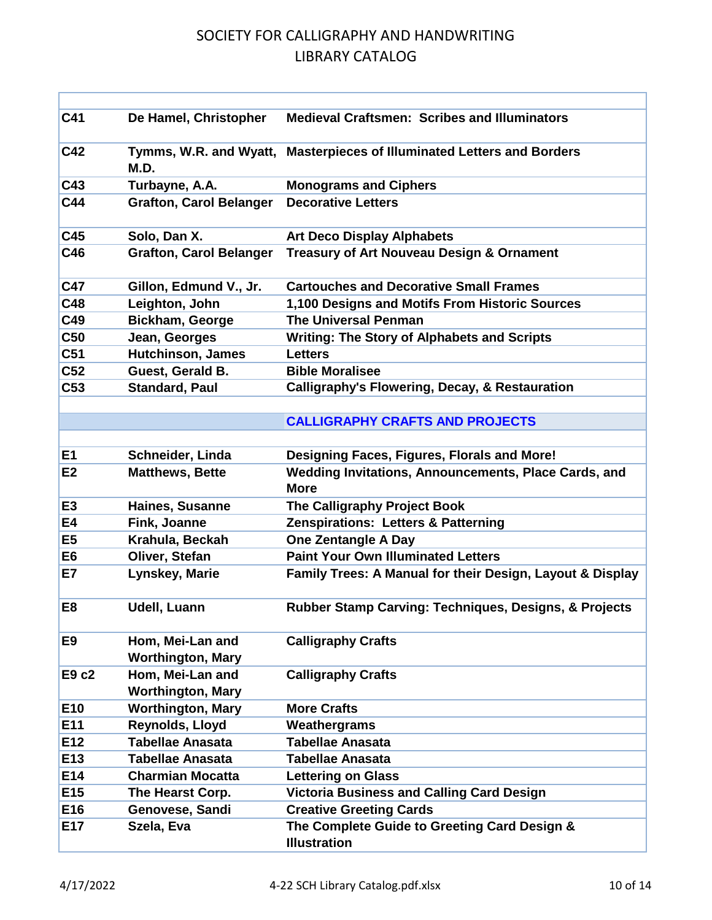# SOCIETY FOR CALLIGRAPHY AND HANDWRITING
# LIBRARY CATALOG

| | | |
|---|---|---|
| **C41** | **De Hamel, Christopher** | **Medieval Craftsmen: Scribes and Illuminators** |
| **C42** | **Tymms, W.R. and Wyatt, M.D.** | **Masterpieces of Illuminated Letters and Borders** |
| **C43** | **Turbayne, A.A.** | **Monograms and Ciphers** |
| **C44** | **Grafton, Carol Belanger** | **Decorative Letters** |
| **C45** | **Solo, Dan X.** | **Art Deco Display Alphabets** |
| **C46** | **Grafton, Carol Belanger** | **Treasury of Art Nouveau Design & Ornament** |
| **C47** | **Gillon, Edmund V., Jr.** | **Cartouches and Decorative Small Frames** |
| **C48** | **Leighton, John** | **1,100 Designs and Motifs From Historic Sources** |
| **C49** | **Bickham, George** | **The Universal Penman** |
| **C50** | **Jean, Georges** | **Writing: The Story of Alphabets and Scripts** |
| **C51** | **Hutchinson, James** | **Letters** |
| **C52** | **Guest, Gerald B.** | **Bible Moralisee** |
| **C53** | **Standard, Paul** | **Calligraphy's Flowering, Decay, & Restauration** |
| | | |
| | | **CALLIGRAPHY CRAFTS AND PROJECTS** |
| | | |
| **E1** | **Schneider, Linda** | **Designing Faces, Figures, Florals and More!** |
| **E2** | **Matthews, Bette** | **Wedding Invitations, Announcements, Place Cards, and More** |
| **E3** | **Haines, Susanne** | **The Calligraphy Project Book** |
| **E4** | **Fink, Joanne** | **Zenspirations: Letters & Patterning** |
| **E5** | **Krahula, Beckah** | **One Zentangle A Day** |
| **E6** | **Oliver, Stefan** | **Paint Your Own Illuminated Letters** |
| **E7** | **Lynskey, Marie** | **Family Trees: A Manual for their Design, Layout & Display** |
| **E8** | **Udell, Luann** | **Rubber Stamp Carving: Techniques, Designs, & Projects** |
| **E9** | **Hom, Mei-Lan and Worthington, Mary** | **Calligraphy Crafts** |
| **E9 c2** | **Hom, Mei-Lan and Worthington, Mary** | **Calligraphy Crafts** |
| **E10** | **Worthington, Mary** | **More Crafts** |
| **E11** | **Reynolds, Lloyd** | **Weathergrams** |
| **E12** | **Tabellae Anasata** | **Tabellae Anasata** |
| **E13** | **Tabellae Anasata** | **Tabellae Anasata** |
| **E14** | **Charmian Mocatta** | **Lettering on Glass** |
| **E15** | **The Hearst Corp.** | **Victoria Business and Calling Card Design** |
| **E16** | **Genovese, Sandi** | **Creative Greeting Cards** |
| **E17** | **Szela, Eva** | **The Complete Guide to Greeting Card Design & Illustration** |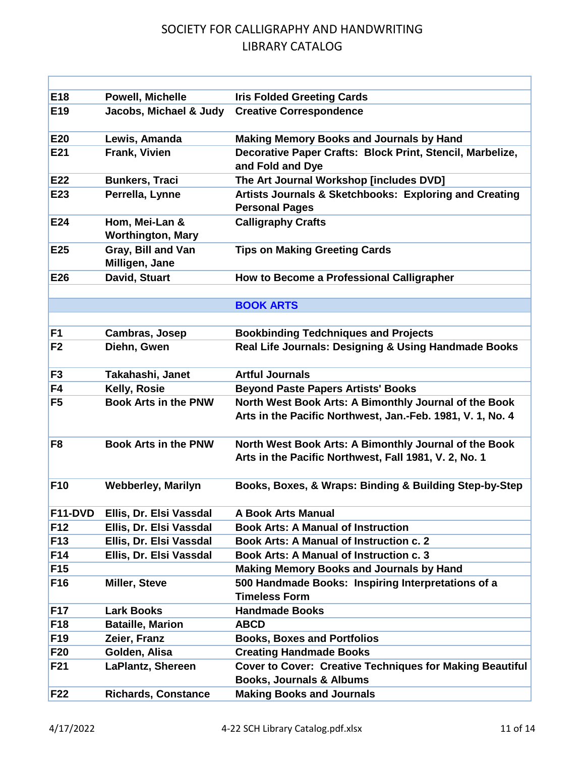# SOCIETY FOR CALLIGRAPHY AND HANDWRITING
# LIBRARY CATALOG

| | | |
|---|---|---|
| E18 | Powell, Michelle | Iris Folded Greeting Cards |
| E19 | Jacobs, Michael & Judy | Creative Correspondence |
| E20 | Lewis, Amanda | Making Memory Books and Journals by Hand |
| E21 | Frank, Vivien | Decorative Paper Crafts: Block Print, Stencil, Marbelize, and Fold and Dye |
| E22 | Bunkers, Traci | The Art Journal Workshop [includes DVD] |
| E23 | Perrella, Lynne | Artists Journals & Sketchbooks: Exploring and Creating Personal Pages |
| E24 | Hom, Mei-Lan & Worthington, Mary | Calligraphy Crafts |
| E25 | Gray, Bill and Van Milligen, Jane | Tips on Making Greeting Cards |
| E26 | David, Stuart | How to Become a Professional Calligrapher |
| | | |
| | | **BOOK ARTS** |
| | | |
| F1 | Cambras, Josep | Bookbinding Tedchniques and Projects |
| F2 | Diehn, Gwen | Real Life Journals: Designing & Using Handmade Books |
| F3 | Takahashi, Janet | Artful Journals |
| F4 | Kelly, Rosie | Beyond Paste Papers Artists' Books |
| F5 | Book Arts in the PNW | North West Book Arts: A Bimonthly Journal of the Book Arts in the Pacific Northwest, Jan.-Feb. 1981, V. 1, No. 4 |
| F8 | Book Arts in the PNW | North West Book Arts: A Bimonthly Journal of the Book Arts in the Pacific Northwest, Fall 1981, V. 2, No. 1 |
| F10 | Webberley, Marilyn | Books, Boxes, & Wraps: Binding & Building Step-by-Step |
| F11-DVD | Ellis, Dr. Elsi Vassdal | A Book Arts Manual |
| F12 | Ellis, Dr. Elsi Vassdal | Book Arts: A Manual of Instruction |
| F13 | Ellis, Dr. Elsi Vassdal | Book Arts: A Manual of Instruction c. 2 |
| F14 | Ellis, Dr. Elsi Vassdal | Book Arts: A Manual of Instruction c. 3 |
| F15 | | Making Memory Books and Journals by Hand |
| F16 | Miller, Steve | 500 Handmade Books: Inspiring Interpretations of a Timeless Form |
| F17 | Lark Books | Handmade Books |
| F18 | Bataille, Marion | ABCD |
| F19 | Zeier, Franz | Books, Boxes and Portfolios |
| F20 | Golden, Alisa | Creating Handmade Books |
| F21 | LaPlantz, Shereen | Cover to Cover: Creative Techniques for Making Beautiful Books, Journals & Albums |
| F22 | Richards, Constance | Making Books and Journals |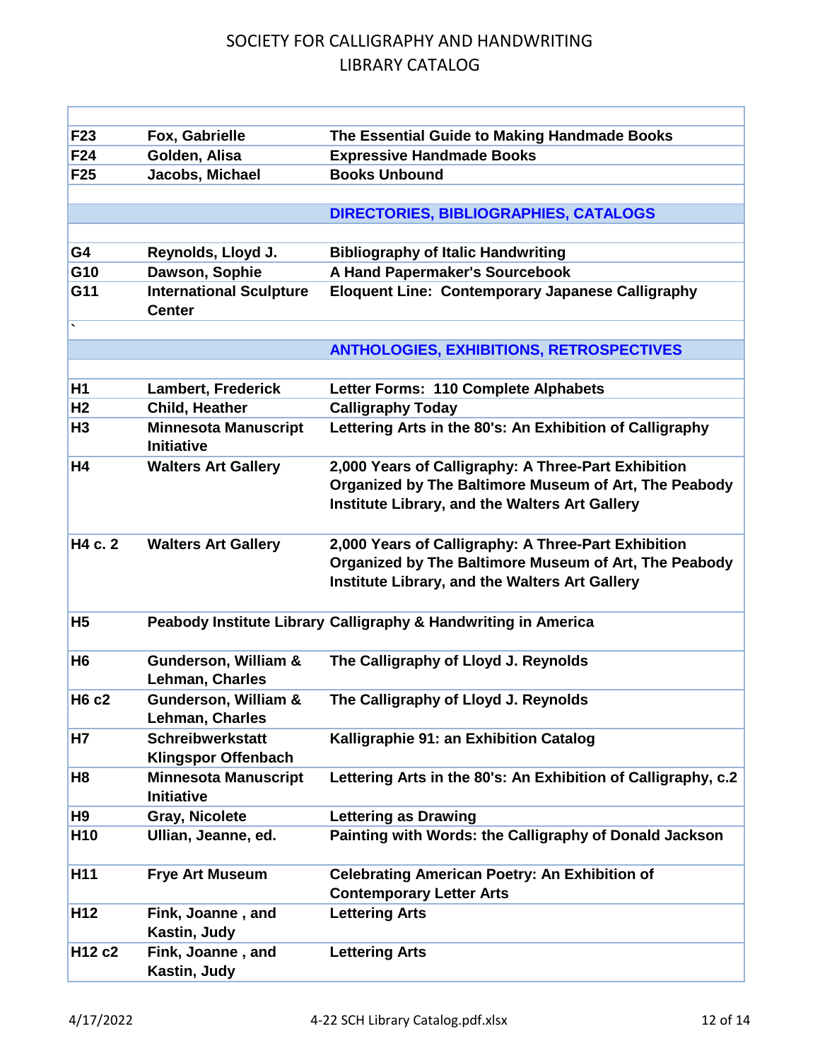| | | |
|---|---|---|
| F23 | Fox, Gabrielle | The Essential Guide to Making Handmade Books |
| F24 | Golden, Alisa | Expressive Handmade Books |
| F25 | Jacobs, Michael | Books Unbound |
| | | |
| | | **DIRECTORIES, BIBLIOGRAPHIES, CATALOGS** |
| | | |
| G4 | Reynolds, Lloyd J. | Bibliography of Italic Handwriting |
| G10 | Dawson, Sophie | A Hand Papermaker's Sourcebook |
| G11 | International Sculpture Center | Eloquent Line: Contemporary Japanese Calligraphy |
| ` | | |
| | | **ANTHOLOGIES, EXHIBITIONS, RETROSPECTIVES** |
| | | |
| H1 | Lambert, Frederick | Letter Forms: 110 Complete Alphabets |
| H2 | Child, Heather | Calligraphy Today |
| H3 | Minnesota Manuscript Initiative | Lettering Arts in the 80's: An Exhibition of Calligraphy |
| H4 | Walters Art Gallery | 2,000 Years of Calligraphy: A Three-Part Exhibition Organized by The Baltimore Museum of Art, The Peabody Institute Library, and the Walters Art Gallery |
| H4 c. 2 | Walters Art Gallery | 2,000 Years of Calligraphy: A Three-Part Exhibition Organized by The Baltimore Museum of Art, The Peabody Institute Library, and the Walters Art Gallery |
| H5 | Peabody Institute Library | Calligraphy & Handwriting in America |
| H6 | Gunderson, William & Lehman, Charles | The Calligraphy of Lloyd J. Reynolds |
| H6 c2 | Gunderson, William & Lehman, Charles | The Calligraphy of Lloyd J. Reynolds |
| H7 | Schreibwerkstatt Klingspor Offenbach | Kalligraphie 91: an Exhibition Catalog |
| H8 | Minnesota Manuscript Initiative | Lettering Arts in the 80's: An Exhibition of Calligraphy, c.2 |
| H9 | Gray, Nicolete | Lettering as Drawing |
| H10 | Ullian, Jeanne, ed. | Painting with Words: the Calligraphy of Donald Jackson |
| H11 | Frye Art Museum | Celebrating American Poetry: An Exhibition of Contemporary Letter Arts |
| H12 | Fink, Joanne , and Kastin, Judy | Lettering Arts |
| H12 c2 | Fink, Joanne , and Kastin, Judy | Lettering Arts |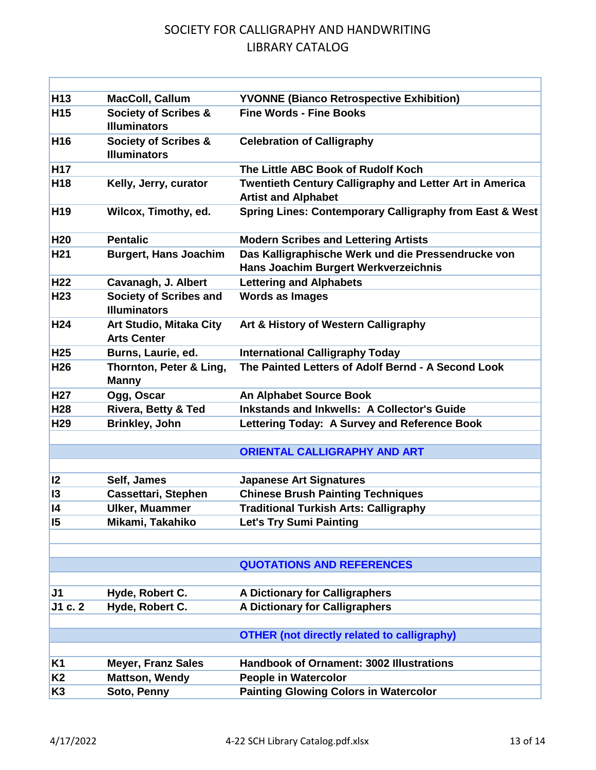# SOCIETY FOR CALLIGRAPHY AND HANDWRITING
# LIBRARY CATALOG

| | | |
|---|---|---|
| H13 | MacColl, Callum | YVONNE (Bianco Retrospective Exhibition) |
| H15 | Society of Scribes & Illuminators | Fine Words - Fine Books |
| H16 | Society of Scribes & Illuminators | Celebration of Calligraphy |
| H17 | | The Little ABC Book of Rudolf Koch |
| H18 | Kelly, Jerry, curator | Twentieth Century Calligraphy and Letter Art in America Artist and Alphabet |
| H19 | Wilcox, Timothy, ed. | Spring Lines: Contemporary Calligraphy from East & West |
| H20 | Pentalic | Modern Scribes and Lettering Artists |
| H21 | Burgert, Hans Joachim | Das Kalligraphische Werk und die Pressendrucke von Hans Joachim Burgert Werkverzeichnis |
| H22 | Cavanagh, J. Albert | Lettering and Alphabets |
| H23 | Society of Scribes and Illuminators | Words as Images |
| H24 | Art Studio, Mitaka City Arts Center | Art & History of Western Calligraphy |
| H25 | Burns, Laurie, ed. | International Calligraphy Today |
| H26 | Thornton, Peter & Ling, Manny | The Painted Letters of Adolf Bernd - A Second Look |
| H27 | Ogg, Oscar | An Alphabet Source Book |
| H28 | Rivera, Betty & Ted | Inkstands and Inkwells: A Collector's Guide |
| H29 | Brinkley, John | Lettering Today: A Survey and Reference Book |
| | | **ORIENTAL CALLIGRAPHY AND ART** |
| I2 | Self, James | Japanese Art Signatures |
| I3 | Cassettari, Stephen | Chinese Brush Painting Techniques |
| I4 | Ulker, Muammer | Traditional Turkish Arts: Calligraphy |
| I5 | Mikami, Takahiko | Let's Try Sumi Painting |
| | | **QUOTATIONS AND REFERENCES** |
| J1 | Hyde, Robert C. | A Dictionary for Calligraphers |
| J1 c. 2 | Hyde, Robert C. | A Dictionary for Calligraphers |
| | | **OTHER (not directly related to calligraphy)** |
| K1 | Meyer, Franz Sales | Handbook of Ornament: 3002 Illustrations |
| K2 | Mattson, Wendy | People in Watercolor |
| K3 | Soto, Penny | Painting Glowing Colors in Watercolor |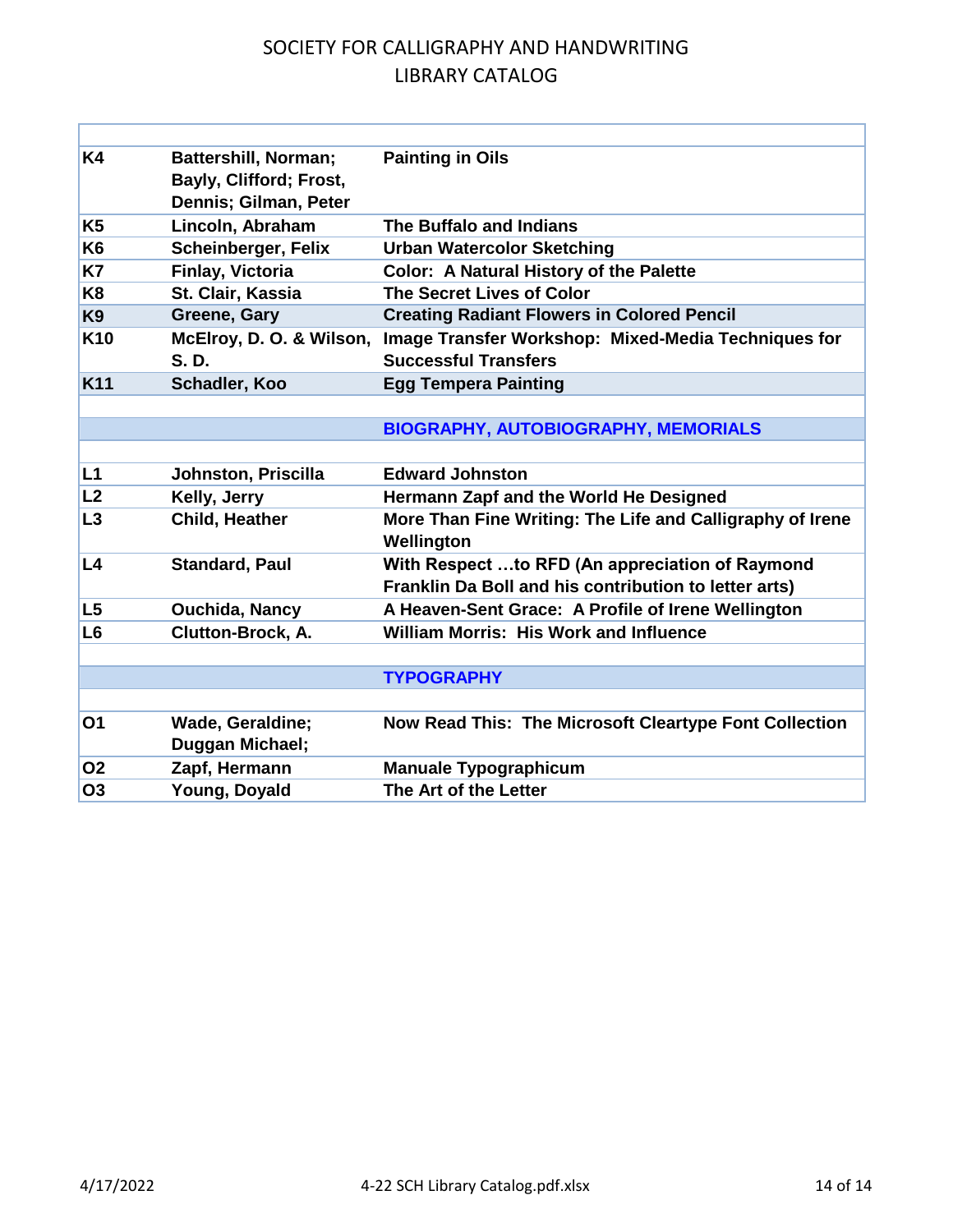SOCIETY FOR CALLIGRAPHY AND HANDWRITING
LIBRARY CATALOG

| | | |
|---|---|---|
| | | |
| **K4** | **Battershill, Norman; Bayly, Clifford; Frost, Dennis; Gilman, Peter** | **Painting in Oils** |
| **K5** | **Lincoln, Abraham** | **The Buffalo and Indians** |
| **K6** | **Scheinberger, Felix** | **Urban Watercolor Sketching** |
| **K7** | **Finlay, Victoria** | **Color:  A Natural History of the Palette** |
| **K8** | **St. Clair, Kassia** | **The Secret Lives of Color** |
| **K9** | **Greene, Gary** | **Creating Radiant Flowers in Colored Pencil** |
| **K10** | **McElroy, D. O. & Wilson, S. D.** | **Image Transfer Workshop:  Mixed-Media Techniques for Successful Transfers** |
| **K11** | **Schadler, Koo** | **Egg Tempera Painting** |
| | | |
| | | **BIOGRAPHY, AUTOBIOGRAPHY, MEMORIALS** |
| | | |
| **L1** | **Johnston, Priscilla** | **Edward Johnston** |
| **L2** | **Kelly, Jerry** | **Hermann Zapf and the World He Designed** |
| **L3** | **Child, Heather** | **More Than Fine Writing: The Life and Calligraphy of Irene Wellington** |
| **L4** | **Standard, Paul** | **With Respect …to RFD (An appreciation of Raymond Franklin Da Boll and his contribution to letter arts)** |
| **L5** | **Ouchida, Nancy** | **A Heaven-Sent Grace:  A Profile of Irene Wellington** |
| **L6** | **Clutton-Brock, A.** | **William Morris:  His Work and Influence** |
| | | |
| | | **TYPOGRAPHY** |
| | | |
| **O1** | **Wade, Geraldine; Duggan Michael;** | **Now Read This:  The Microsoft Cleartype Font Collection** |
| **O2** | **Zapf, Hermann** | **Manuale Typographicum** |
| **O3** | **Young, Doyald** | **The Art of the Letter** |